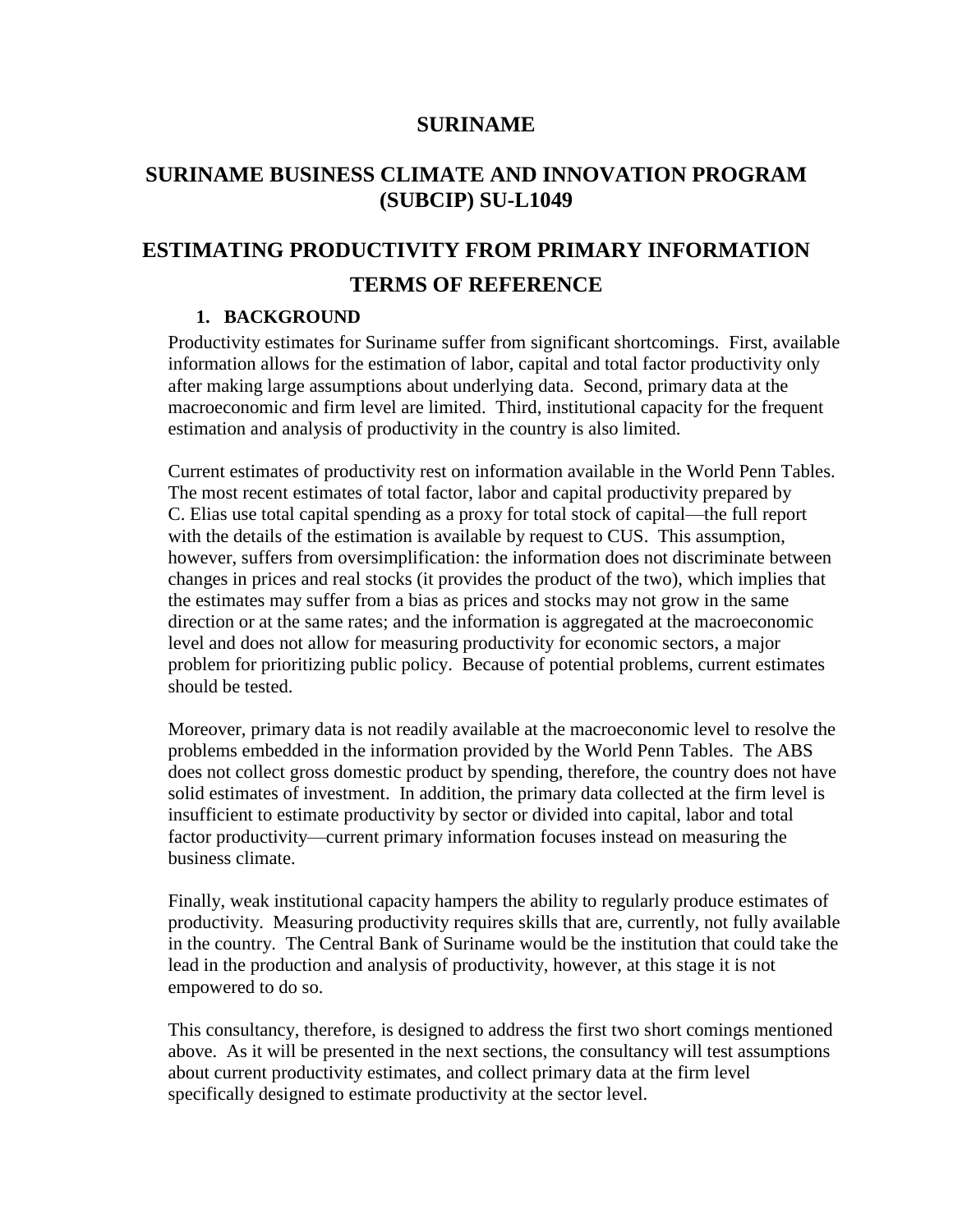# SURINAME

## SURINAME BUSINESS CLIMATE AND INNOVATION PROGRAM (SUBCIP) SU-L1049

## ESTIMATING PRODUCTIVITY FROM PRIMARY INFORMATION

## TERMS OF REFERENCE

### 1. BACKGROUND

Productivity estimates for Suriname suffer from significant shortcomings. First, available information allows for the estimation of labor, capital and total factor productivity only after making large assumptions about underlying data. Second, primary data at the macroeconomic and firm level are limited. Third, institutional capacity for the frequent estimation and analysis of productivity in the country is also limited.

Current estimates of productivity rest on information available in the World Penn Tables. The most recent estimates of total factor, labor and capital productivity prepared by C. Elias use total capital spending as a proxy for total stock of capital—the full report with the details of the estimation is available by request to CUS. This assumption, however, suffers from oversimplification: the information does not discriminate between changes in prices and real stocks (it provides the product of the two), which implies that the estimates may suffer from a bias as prices and stocks may not grow in the same direction or at the same rates; and the information is aggregated at the macroeconomic level and does not allow for measuring productivity for economic sectors, a major problem for prioritizing public policy. Because of potential problems, current estimates should be tested.

Moreover, primary data is not readily available at the macroeconomic level to resolve the problems embedded in the information provided by the World Penn Tables. The ABS does not collect gross domestic product by spending, therefore, the country does not have solid estimates of investment. In addition, the primary data collected at the firm level is insufficient to estimate productivity by sector or divided into capital, labor and total factor productivity—current primary information focuses instead on measuring the business climate.

Finally, weak institutional capacity hampers the ability to regularly produce estimates of productivity. Measuring productivity requires skills that are, currently, not fully available in the country. The Central Bank of Suriname would be the institution that could take the lead in the production and analysis of productivity, however, at this stage it is not empowered to do so.

This consultancy, therefore, is designed to address the first two short comings mentioned above. As it will be presented in the next sections, the consultancy will test assumptions about current productivity estimates, and collect primary data at the firm level specifically designed to estimate productivity at the sector level.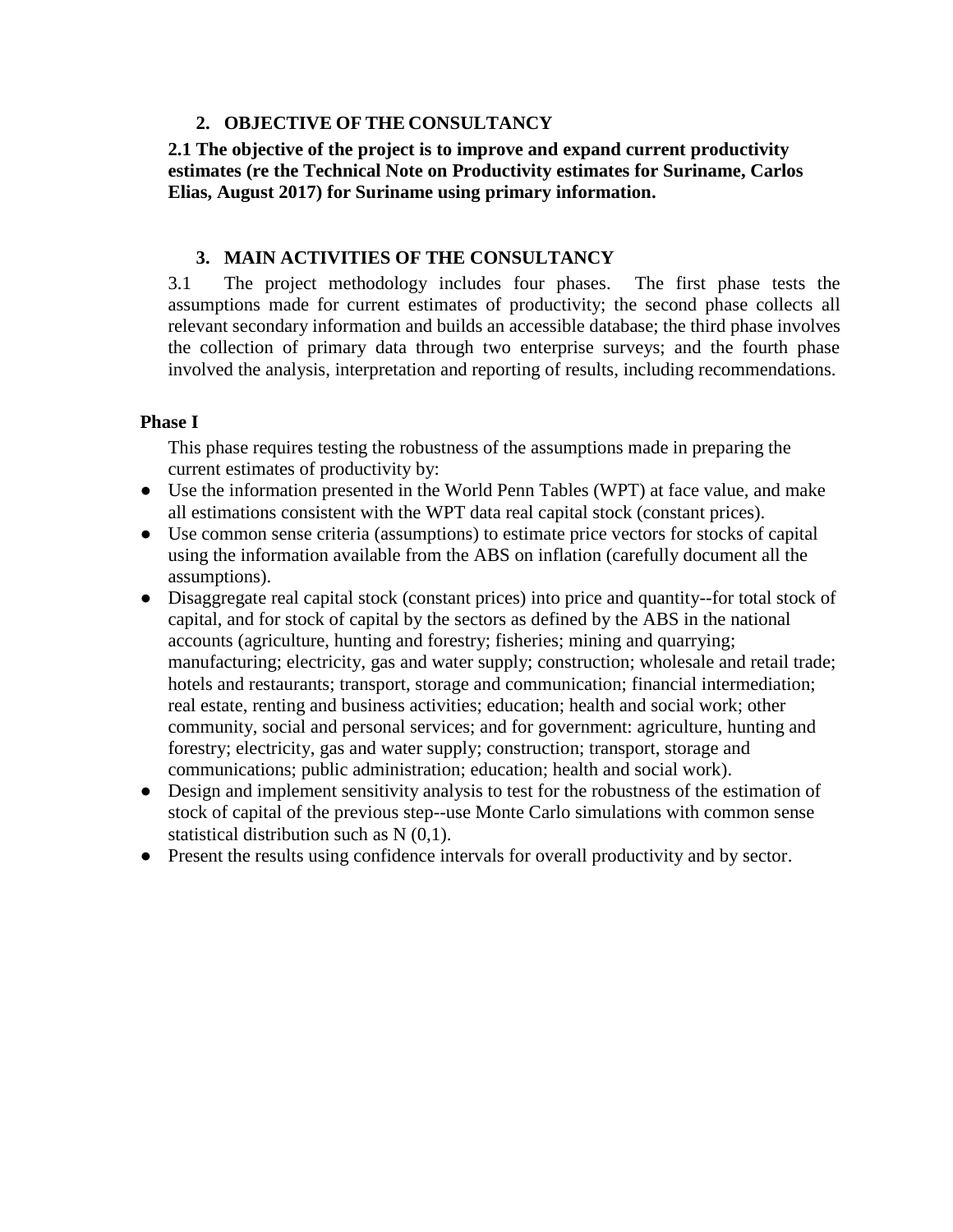## 2. OBJECTIVE OF THE CONSULTANCY

**2.1 The objective of the project is to improve and expand current productivity estimates (re the Technical Note on Productivity estimates for Suriname, Carlos Elias, August 2017) for Suriname using primary information.**

## 3. MAIN ACTIVITIES OF THE CONSULTANCY

3.1 The project methodology includes four phases. The first phase tests the assumptions made for current estimates of productivity; the second phase collects all relevant secondary information and builds an accessible database; the third phase involves the collection of primary data through two enterprise surveys; and the fourth phase involved the analysis, interpretation and reporting of results, including recommendations.

### Phase I

This phase requires testing the robustness of the assumptions made in preparing the current estimates of productivity by:

- Use the information presented in the World Penn Tables (WPT) at face value, and make all estimations consistent with the WPT data real capital stock (constant prices).
- Use common sense criteria (assumptions) to estimate price vectors for stocks of capital using the information available from the ABS on inflation (carefully document all the assumptions).
- Disaggregate real capital stock (constant prices) into price and quantity--for total stock of capital, and for stock of capital by the sectors as defined by the ABS in the national accounts (agriculture, hunting and forestry; fisheries; mining and quarrying; manufacturing; electricity, gas and water supply; construction; wholesale and retail trade; hotels and restaurants; transport, storage and communication; financial intermediation; real estate, renting and business activities; education; health and social work; other community, social and personal services; and for government: agriculture, hunting and forestry; electricity, gas and water supply; construction; transport, storage and communications; public administration; education; health and social work).
- Design and implement sensitivity analysis to test for the robustness of the estimation of stock of capital of the previous step--use Monte Carlo simulations with common sense statistical distribution such as $N(0,1)$.
- Present the results using confidence intervals for overall productivity and by sector.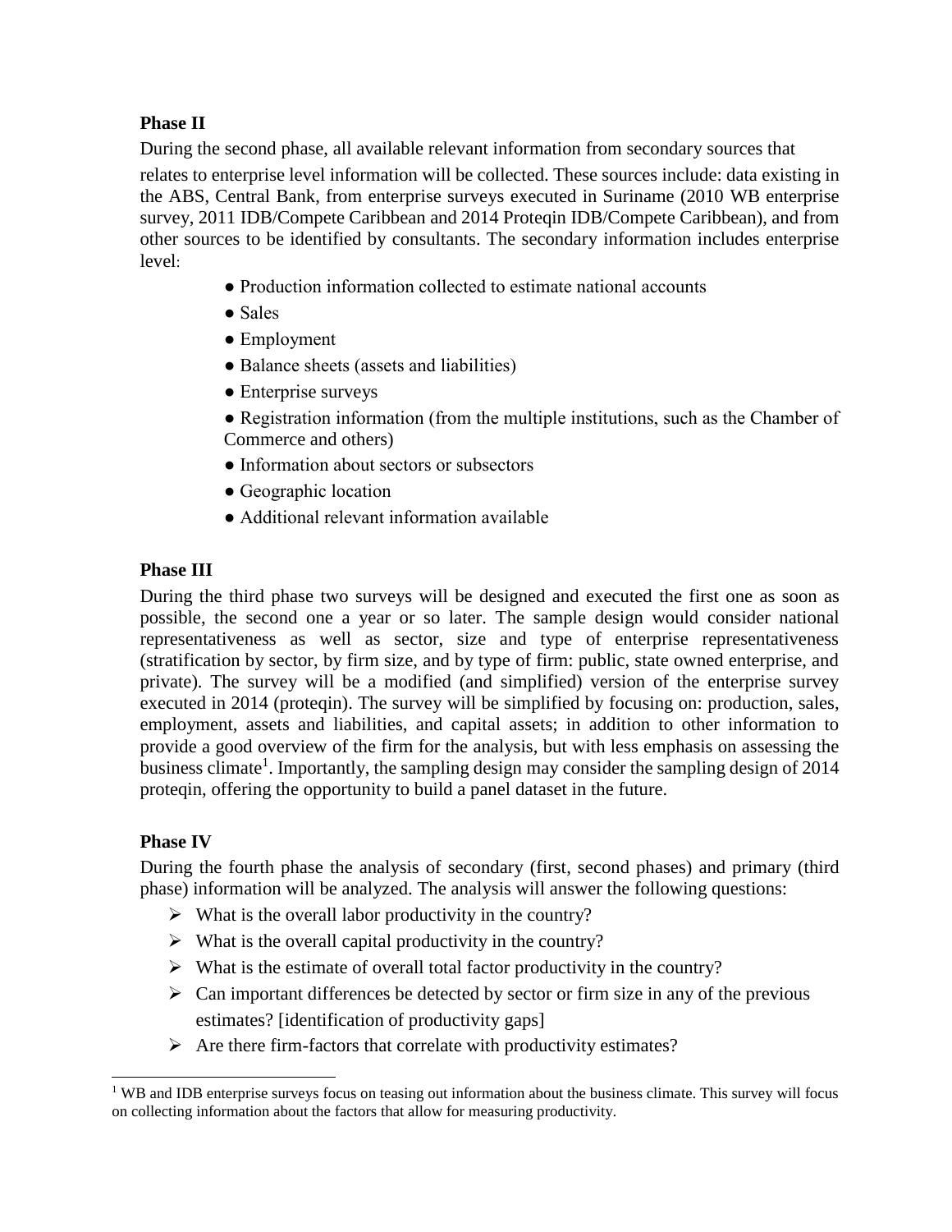**Phase II**

During the second phase, all available relevant information from secondary sources that relates to enterprise level information will be collected. These sources include: data existing in the ABS, Central Bank, from enterprise surveys executed in Suriname (2010 WB enterprise survey, 2011 IDB/Compete Caribbean and 2014 Proteqin IDB/Compete Caribbean), and from other sources to be identified by consultants. The secondary information includes enterprise level:

- Production information collected to estimate national accounts
- Sales
- Employment
- Balance sheets (assets and liabilities)
- Enterprise surveys
- Registration information (from the multiple institutions, such as the Chamber of Commerce and others)
- Information about sectors or subsectors
- Geographic location
- Additional relevant information available

**Phase III**

During the third phase two surveys will be designed and executed the first one as soon as possible, the second one a year or so later. The sample design would consider national representativeness as well as sector, size and type of enterprise representativeness (stratification by sector, by firm size, and by type of firm: public, state owned enterprise, and private). The survey will be a modified (and simplified) version of the enterprise survey executed in 2014 (proteqin). The survey will be simplified by focusing on: production, sales, employment, assets and liabilities, and capital assets; in addition to other information to provide a good overview of the firm for the analysis, but with less emphasis on assessing the business climate[1]. Importantly, the sampling design may consider the sampling design of 2014 proteqin, offering the opportunity to build a panel dataset in the future.

**Phase IV**

During the fourth phase the analysis of secondary (first, second phases) and primary (third phase) information will be analyzed. The analysis will answer the following questions:

- What is the overall labor productivity in the country?
- What is the overall capital productivity in the country?
- What is the estimate of overall total factor productivity in the country?
- Can important differences be detected by sector or firm size in any of the previous estimates? [identification of productivity gaps]
- Are there firm-factors that correlate with productivity estimates?

[1] WB and IDB enterprise surveys focus on teasing out information about the business climate. This survey will focus on collecting information about the factors that allow for measuring productivity.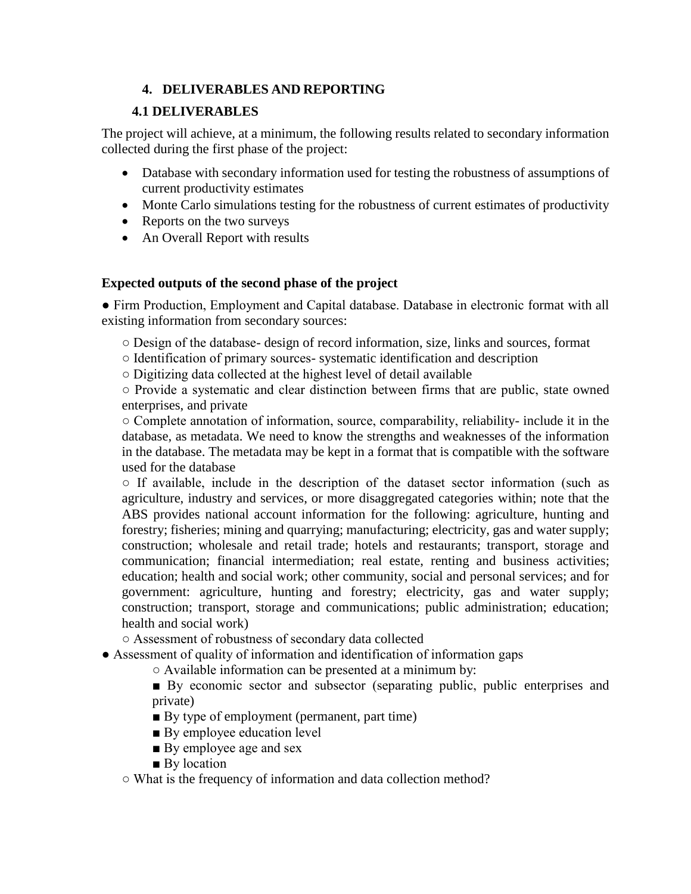## 4. DELIVERABLES AND REPORTING

### 4.1 DELIVERABLES

The project will achieve, at a minimum, the following results related to secondary information collected during the first phase of the project:

- Database with secondary information used for testing the robustness of assumptions of current productivity estimates
- Monte Carlo simulations testing for the robustness of current estimates of productivity
- Reports on the two surveys
- An Overall Report with results

**Expected outputs of the second phase of the project**

- Firm Production, Employment and Capital database. Database in electronic format with all existing information from secondary sources:
    - Design of the database- design of record information, size, links and sources, format
    - Identification of primary sources- systematic identification and description
    - Digitizing data collected at the highest level of detail available
    - Provide a systematic and clear distinction between firms that are public, state owned enterprises, and private
    - Complete annotation of information, source, comparability, reliability- include it in the database, as metadata. We need to know the strengths and weaknesses of the information in the database. The metadata may be kept in a format that is compatible with the software used for the database
    - If available, include in the description of the dataset sector information (such as agriculture, industry and services, or more disaggregated categories within; note that the ABS provides national account information for the following: agriculture, hunting and forestry; fisheries; mining and quarrying; manufacturing; electricity, gas and water supply; construction; wholesale and retail trade; hotels and restaurants; transport, storage and communication; financial intermediation; real estate, renting and business activities; education; health and social work; other community, social and personal services; and for government: agriculture, hunting and forestry; electricity, gas and water supply; construction; transport, storage and communications; public administration; education; health and social work)
    - Assessment of robustness of secondary data collected
- Assessment of quality of information and identification of information gaps
    - Available information can be presented at a minimum by:
        - By economic sector and subsector (separating public, public enterprises and private)
        - By type of employment (permanent, part time)
        - By employee education level
        - By employee age and sex
        - By location
    - What is the frequency of information and data collection method?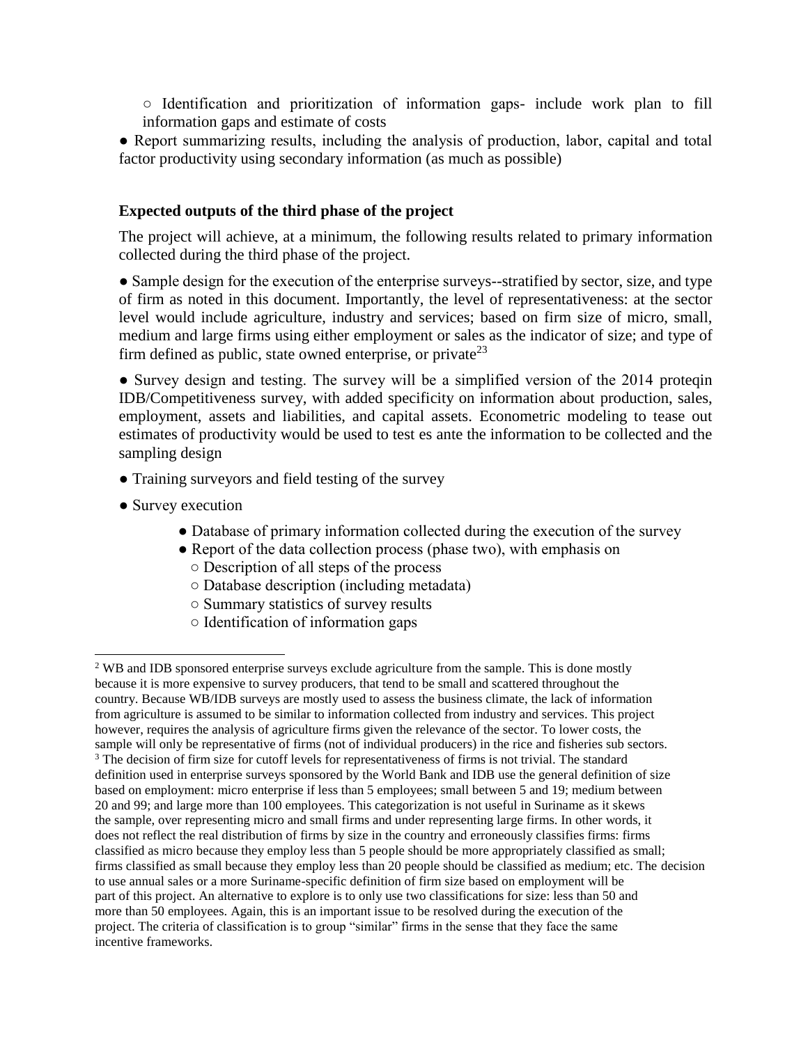○ Identification and prioritization of information gaps- include work plan to fill information gaps and estimate of costs

● Report summarizing results, including the analysis of production, labor, capital and total factor productivity using secondary information (as much as possible)

**Expected outputs of the third phase of the project**

The project will achieve, at a minimum, the following results related to primary information collected during the third phase of the project.

● Sample design for the execution of the enterprise surveys--stratified by sector, size, and type of firm as noted in this document. Importantly, the level of representativeness: at the sector level would include agriculture, industry and services; based on firm size of micro, small, medium and large firms using either employment or sales as the indicator of size; and type of firm defined as public, state owned enterprise, or private[2][3]

● Survey design and testing. The survey will be a simplified version of the 2014 proteqin IDB/Competitiveness survey, with added specificity on information about production, sales, employment, assets and liabilities, and capital assets. Econometric modeling to tease out estimates of productivity would be used to test es ante the information to be collected and the sampling design

● Training surveyors and field testing of the survey

● Survey execution

- ● Database of primary information collected during the execution of the survey
- ● Report of the data collection process (phase two), with emphasis on
  - ○ Description of all steps of the process
  - ○ Database description (including metadata)
  - ○ Summary statistics of survey results
  - ○ Identification of information gaps

---

[2] WB and IDB sponsored enterprise surveys exclude agriculture from the sample. This is done mostly because it is more expensive to survey producers, that tend to be small and scattered throughout the country. Because WB/IDB surveys are mostly used to assess the business climate, the lack of information from agriculture is assumed to be similar to information collected from industry and services. This project however, requires the analysis of agriculture firms given the relevance of the sector. To lower costs, the sample will only be representative of firms (not of individual producers) in the rice and fisheries sub sectors.

[3] The decision of firm size for cutoff levels for representativeness of firms is not trivial. The standard definition used in enterprise surveys sponsored by the World Bank and IDB use the general definition of size based on employment: micro enterprise if less than 5 employees; small between 5 and 19; medium between 20 and 99; and large more than 100 employees. This categorization is not useful in Suriname as it skews the sample, over representing micro and small firms and under representing large firms. In other words, it does not reflect the real distribution of firms by size in the country and erroneously classifies firms: firms classified as micro because they employ less than 5 people should be more appropriately classified as small; firms classified as small because they employ less than 20 people should be classified as medium; etc. The decision to use annual sales or a more Suriname-specific definition of firm size based on employment will be part of this project. An alternative to explore is to only use two classifications for size: less than 50 and more than 50 employees. Again, this is an important issue to be resolved during the execution of the project. The criteria of classification is to group "similar" firms in the sense that they face the same incentive frameworks.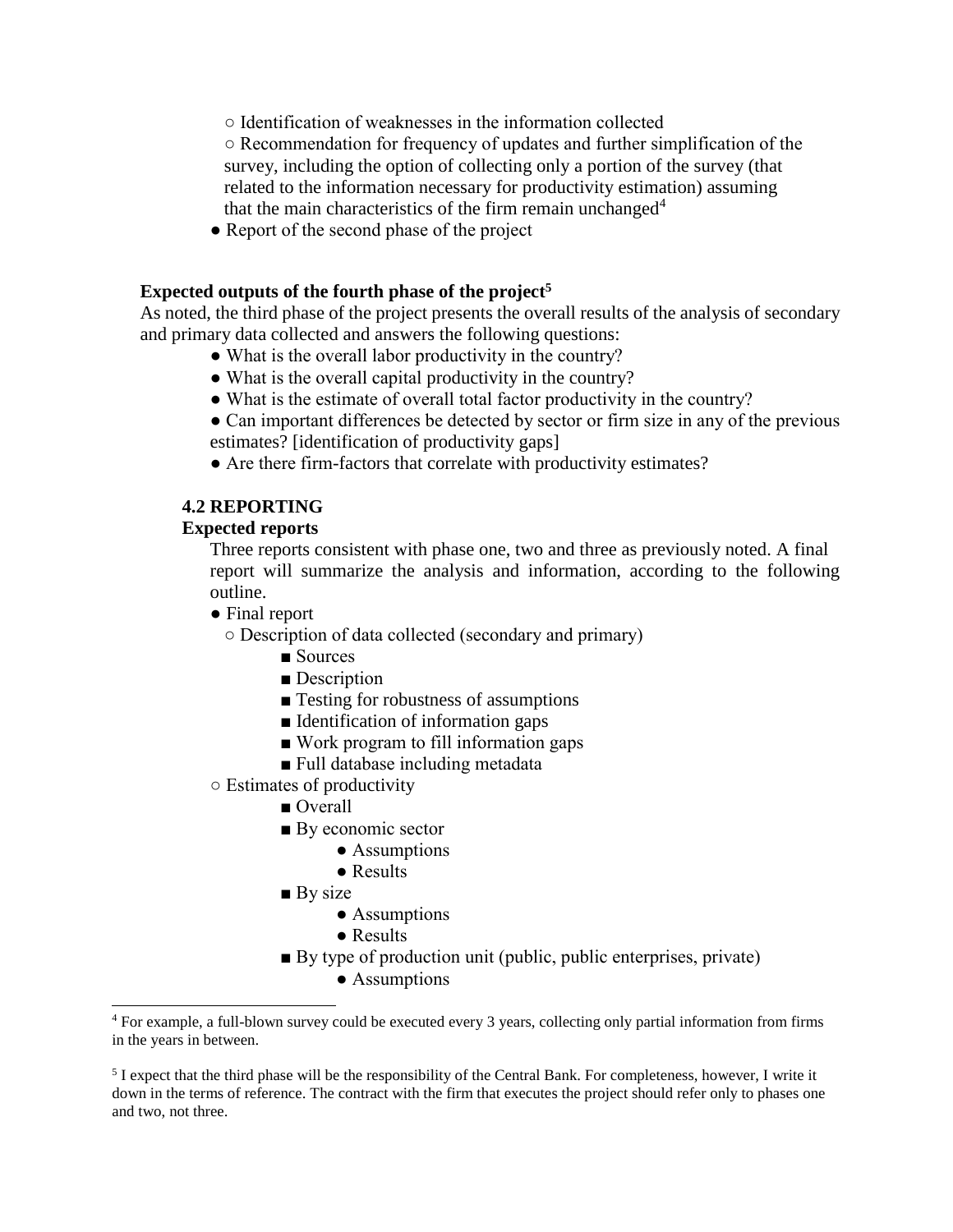- Identification of weaknesses in the information collected
    - Recommendation for frequency of updates and further simplification of the survey, including the option of collecting only a portion of the survey (that related to the information necessary for productivity estimation) assuming that the main characteristics of the firm remain unchanged[4]
- Report of the second phase of the project

**Expected outputs of the fourth phase of the project[5]**

As noted, the third phase of the project presents the overall results of the analysis of secondary and primary data collected and answers the following questions:

- What is the overall labor productivity in the country?
- What is the overall capital productivity in the country?
- What is the estimate of overall total factor productivity in the country?
- Can important differences be detected by sector or firm size in any of the previous estimates? [identification of productivity gaps]
- Are there firm-factors that correlate with productivity estimates?

### 4.2 REPORTING

**Expected reports**

Three reports consistent with phase one, two and three as previously noted. A final report will summarize the analysis and information, according to the following outline.

- Final report
    - Description of data collected (secondary and primary)
        - Sources
        - Description
        - Testing for robustness of assumptions
        - Identification of information gaps
        - Work program to fill information gaps
        - Full database including metadata
    - Estimates of productivity
        - Overall
        - By economic sector
            - Assumptions
            - Results
        - By size
            - Assumptions
            - Results
        - By type of production unit (public, public enterprises, private)
            - Assumptions

---

[4] For example, a full-blown survey could be executed every 3 years, collecting only partial information from firms in the years in between.

[5] I expect that the third phase will be the responsibility of the Central Bank. For completeness, however, I write it down in the terms of reference. The contract with the firm that executes the project should refer only to phases one and two, not three.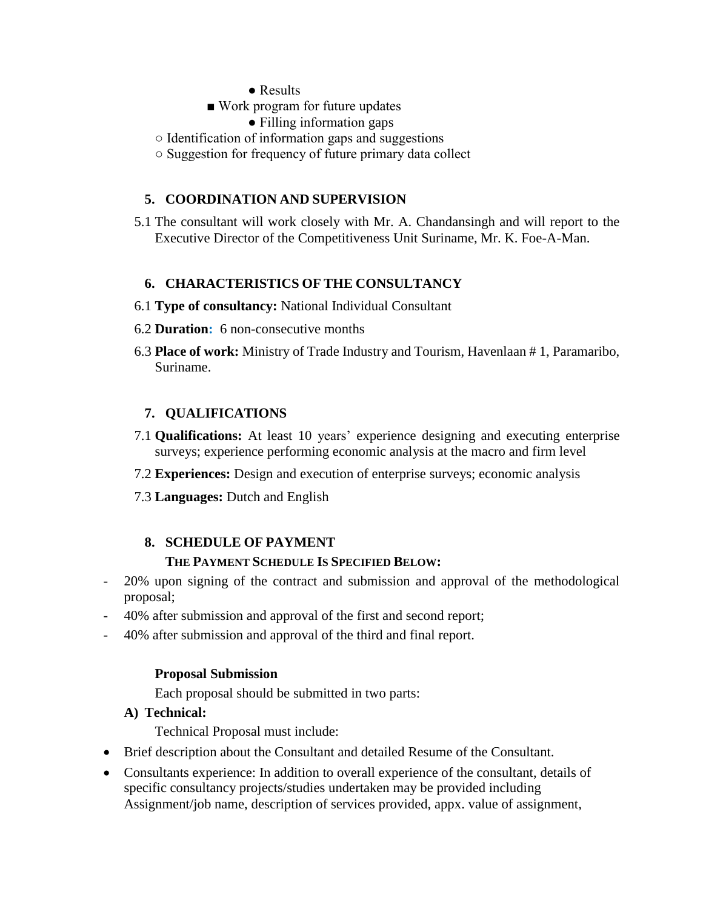- Results
    - ■ Work program for future updates
        - Filling information gaps
- ○ Identification of information gaps and suggestions
- ○ Suggestion for frequency of future primary data collect

## 5. COORDINATION AND SUPERVISION

5.1 The consultant will work closely with Mr. A. Chandansingh and will report to the Executive Director of the Competitiveness Unit Suriname, Mr. K. Foe-A-Man.

## 6. CHARACTERISTICS OF THE CONSULTANCY

6.1 **Type of consultancy:** National Individual Consultant

6.2 **Duration:** 6 non-consecutive months

6.3 **Place of work:** Ministry of Trade Industry and Tourism, Havenlaan # 1, Paramaribo, Suriname.

## 7. QUALIFICATIONS

7.1 **Qualifications:** At least 10 years' experience designing and executing enterprise surveys; experience performing economic analysis at the macro and firm level

7.2 **Experiences:** Design and execution of enterprise surveys; economic analysis

7.3 **Languages:** Dutch and English

## 8. SCHEDULE OF PAYMENT

**THE PAYMENT SCHEDULE IS SPECIFIED BELOW:**

- 20% upon signing of the contract and submission and approval of the methodological proposal;
- 40% after submission and approval of the first and second report;
- 40% after submission and approval of the third and final report.

**Proposal Submission**

Each proposal should be submitted in two parts:

**A) Technical:**

Technical Proposal must include:

- Brief description about the Consultant and detailed Resume of the Consultant.
- Consultants experience: In addition to overall experience of the consultant, details of specific consultancy projects/studies undertaken may be provided including Assignment/job name, description of services provided, appx. value of assignment,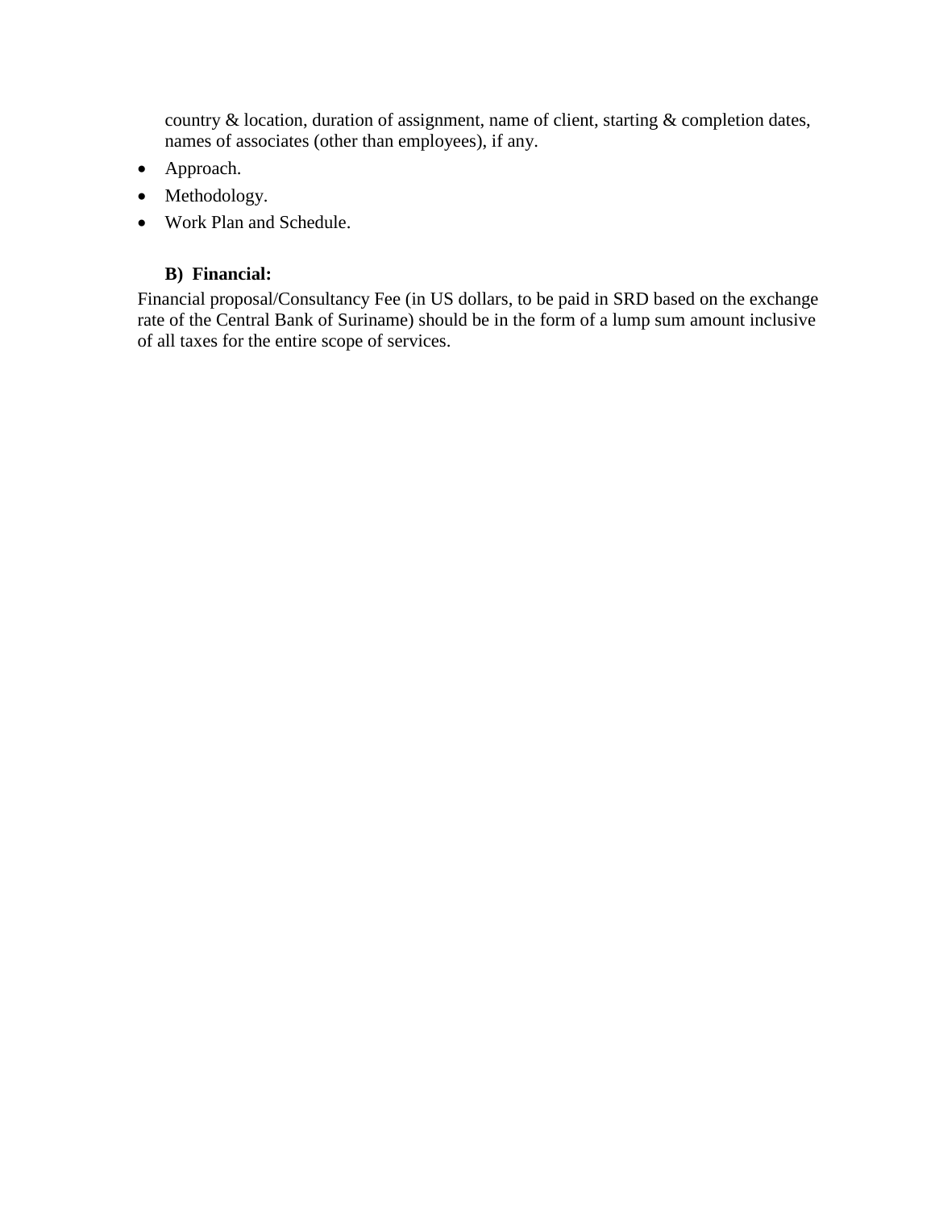country & location, duration of assignment, name of client, starting & completion dates, names of associates (other than employees), if any.

- Approach.
- Methodology.
- Work Plan and Schedule.

**B) Financial:**

Financial proposal/Consultancy Fee (in US dollars, to be paid in SRD based on the exchange rate of the Central Bank of Suriname) should be in the form of a lump sum amount inclusive of all taxes for the entire scope of services.